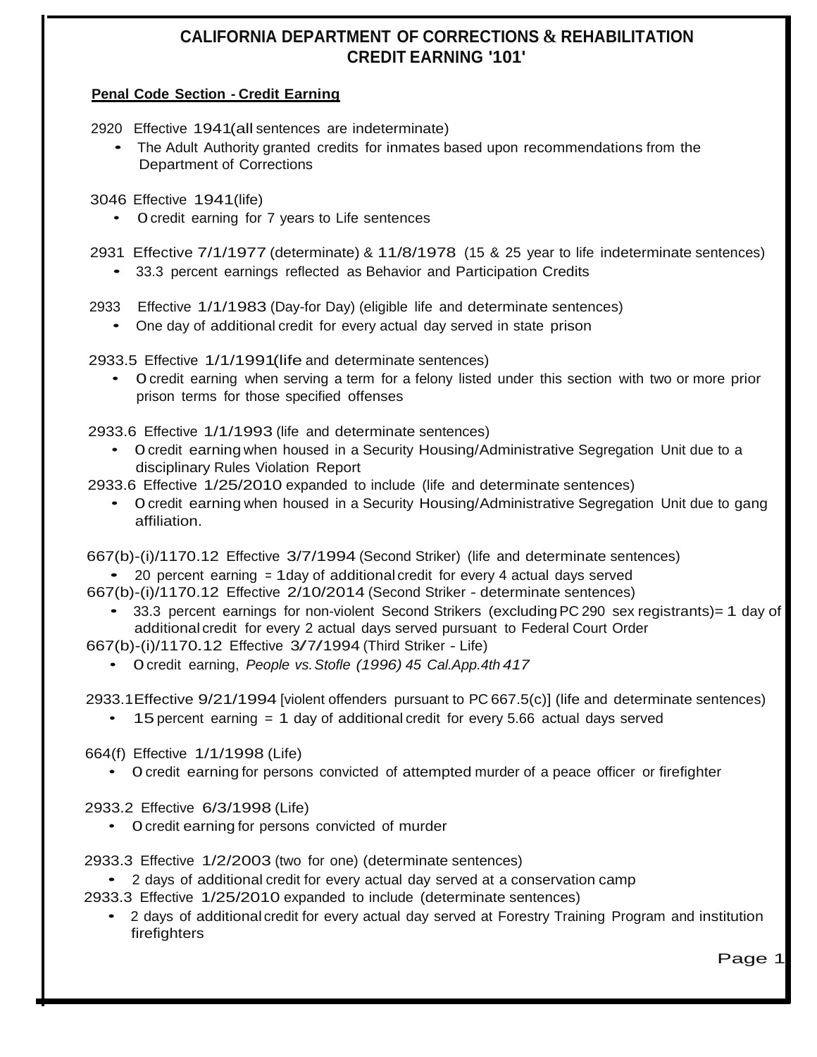# CALIFORNIA DEPARTMENT OF CORRECTIONS & REHABILITATION
## CREDIT EARNING '101'

**Penal Code Section - Credit Earning**

2920 Effective 1941(all sentences are indeterminate)

- The Adult Authority granted credits for inmates based upon recommendations from the Department of Corrections

3046 Effective 1941(life)

- O credit earning for 7 years to Life sentences

2931 Effective 7/1/1977 (determinate) & 11/8/1978 (15 & 25 year to life indeterminate sentences)

- 33.3 percent earnings reflected as Behavior and Participation Credits

2933 Effective 1/1/1983 (Day-for Day) (eligible life and determinate sentences)

- One day of additional credit for every actual day served in state prison

2933.5 Effective 1/1/1991(life and determinate sentences)

- O credit earning when serving a term for a felony listed under this section with two or more prior prison terms for those specified offenses

2933.6 Effective 1/1/1993 (life and determinate sentences)

- O credit earning when housed in a Security Housing/Administrative Segregation Unit due to a disciplinary Rules Violation Report

2933.6 Effective 1/25/2010 expanded to include (life and determinate sentences)

- O credit earning when housed in a Security Housing/Administrative Segregation Unit due to gang affiliation.

667(b)-(i)/1170.12 Effective 3/7/1994 (Second Striker) (life and determinate sentences)

- 20 percent earning = 1day of additional credit for every 4 actual days served

667(b)-(i)/1170.12 Effective 2/10/2014 (Second Striker - determinate sentences)

- 33.3 percent earnings for non-violent Second Strikers (excluding PC 290 sex registrants)= 1 day of additional credit for every 2 actual days served pursuant to Federal Court Order

667(b)-(i)/1170.12 Effective 3/7/1994 (Third Striker - Life)

- O credit earning, *People vs. Stofle (1996) 45 Cal.App.4th 417*

2933.1Effective 9/21/1994 [violent offenders pursuant to PC 667.5(c)] (life and determinate sentences)

- 15 percent earning = 1 day of additional credit for every 5.66 actual days served

664(f) Effective 1/1/1998 (Life)

- O credit earning for persons convicted of attempted murder of a peace officer or firefighter

2933.2 Effective 6/3/1998 (Life)

- O credit earning for persons convicted of murder

2933.3 Effective 1/2/2003 (two for one) (determinate sentences)

- 2 days of additional credit for every actual day served at a conservation camp

2933.3 Effective 1/25/2010 expanded to include (determinate sentences)

- 2 days of additional credit for every actual day served at Forestry Training Program and institution firefighters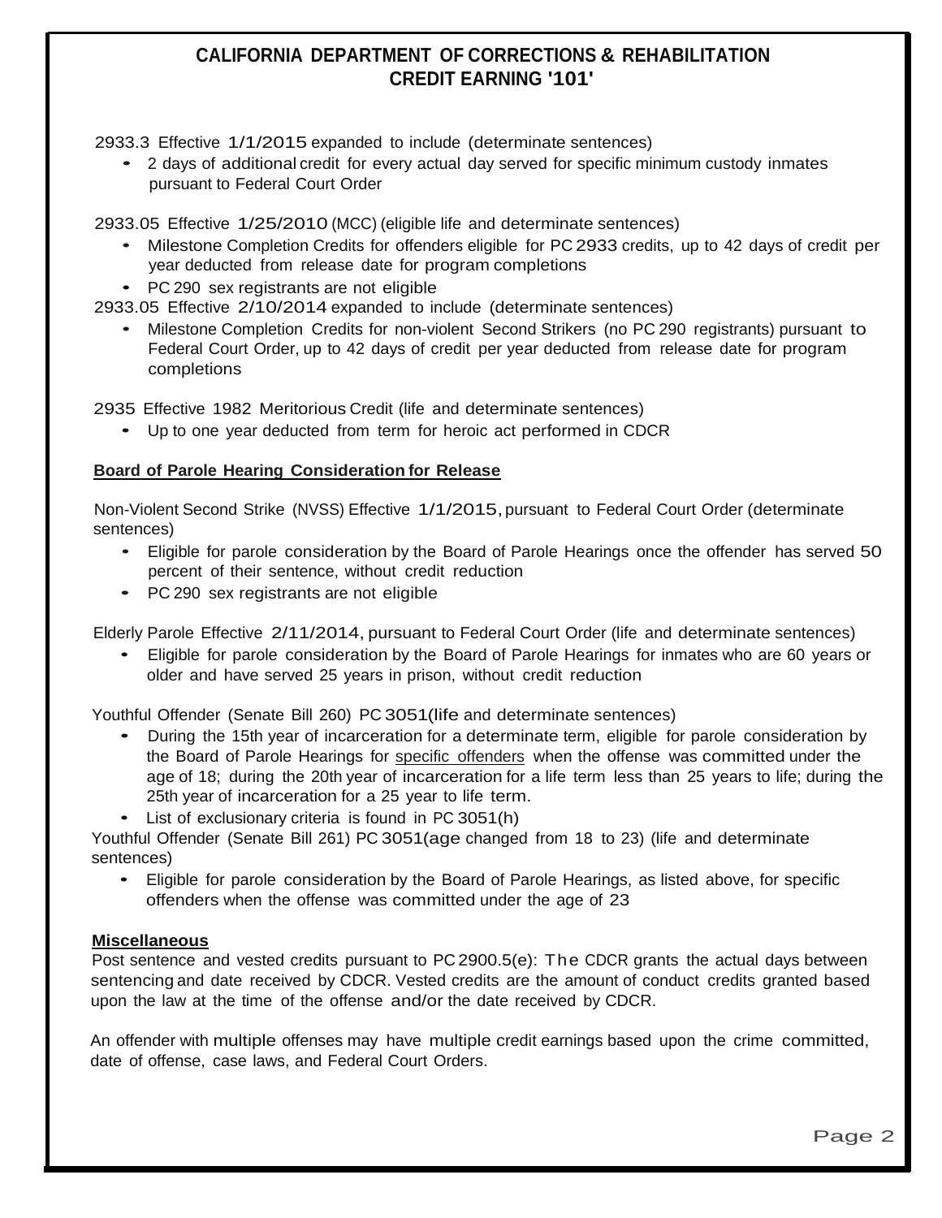# CALIFORNIA DEPARTMENT OF CORRECTIONS & REHABILITATION
## CREDIT EARNING '101'

2933.3 Effective 1/1/2015 expanded to include (determinate sentences)

- 2 days of additional credit for every actual day served for specific minimum custody inmates pursuant to Federal Court Order

2933.05 Effective 1/25/2010 (MCC) (eligible life and determinate sentences)

- Milestone Completion Credits for offenders eligible for PC 2933 credits, up to 42 days of credit per year deducted from release date for program completions
- PC 290 sex registrants are not eligible

2933.05 Effective 2/10/2014 expanded to include (determinate sentences)

- Milestone Completion Credits for non-violent Second Strikers (no PC 290 registrants) pursuant to Federal Court Order, up to 42 days of credit per year deducted from release date for program completions

2935 Effective 1982 Meritorious Credit (life and determinate sentences)

- Up to one year deducted from term for heroic act performed in CDCR

### Board of Parole Hearing Consideration for Release

Non-Violent Second Strike (NVSS) Effective 1/1/2015, pursuant to Federal Court Order (determinate sentences)

- Eligible for parole consideration by the Board of Parole Hearings once the offender has served 50 percent of their sentence, without credit reduction
- PC 290 sex registrants are not eligible

Elderly Parole Effective 2/11/2014, pursuant to Federal Court Order (life and determinate sentences)

- Eligible for parole consideration by the Board of Parole Hearings for inmates who are 60 years or older and have served 25 years in prison, without credit reduction

Youthful Offender (Senate Bill 260) PC 3051(life and determinate sentences)

- During the 15th year of incarceration for a determinate term, eligible for parole consideration by the Board of Parole Hearings for specific offenders when the offense was committed under the age of 18; during the 20th year of incarceration for a life term less than 25 years to life; during the 25th year of incarceration for a 25 year to life term.
- List of exclusionary criteria is found in PC 3051(h)

Youthful Offender (Senate Bill 261) PC 3051(age changed from 18 to 23) (life and determinate sentences)

- Eligible for parole consideration by the Board of Parole Hearings, as listed above, for specific offenders when the offense was committed under the age of 23

### Miscellaneous

Post sentence and vested credits pursuant to PC 2900.5(e): The CDCR grants the actual days between sentencing and date received by CDCR. Vested credits are the amount of conduct credits granted based upon the law at the time of the offense and/or the date received by CDCR.

An offender with multiple offenses may have multiple credit earnings based upon the crime committed, date of offense, case laws, and Federal Court Orders.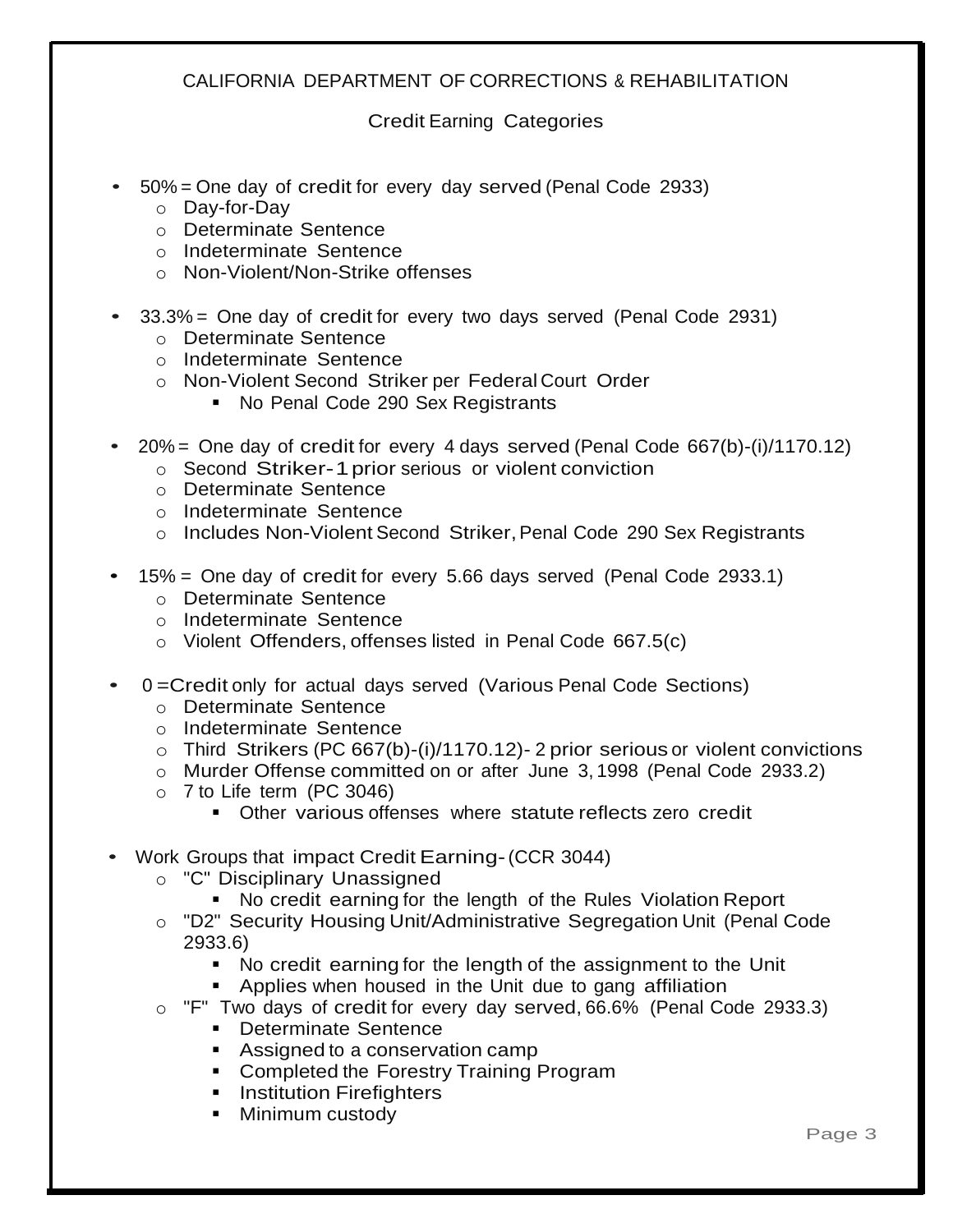CALIFORNIA DEPARTMENT OF CORRECTIONS & REHABILITATION

Credit Earning Categories

- 50% = One day of credit for every day served (Penal Code 2933)
  - Day-for-Day
  - Determinate Sentence
  - Indeterminate Sentence
  - Non-Violent/Non-Strike offenses
- 33.3% = One day of credit for every two days served (Penal Code 2931)
  - Determinate Sentence
  - Indeterminate Sentence
  - Non-Violent Second Striker per Federal Court Order
    - No Penal Code 290 Sex Registrants
- 20% = One day of credit for every 4 days served (Penal Code 667(b)-(i)/1170.12)
  - Second Striker-1 prior serious or violent conviction
  - Determinate Sentence
  - Indeterminate Sentence
  - Includes Non-Violent Second Striker, Penal Code 290 Sex Registrants
- 15% = One day of credit for every 5.66 days served (Penal Code 2933.1)
  - Determinate Sentence
  - Indeterminate Sentence
  - Violent Offenders, offenses listed in Penal Code 667.5(c)
- 0 =Credit only for actual days served (Various Penal Code Sections)
  - Determinate Sentence
  - Indeterminate Sentence
  - Third Strikers (PC 667(b)-(i)/1170.12)- 2 prior serious or violent convictions
  - Murder Offense committed on or after June 3, 1998 (Penal Code 2933.2)
  - 7 to Life term (PC 3046)
    - Other various offenses where statute reflects zero credit
- Work Groups that impact Credit Earning- (CCR 3044)
  - "C" Disciplinary Unassigned
    - No credit earning for the length of the Rules Violation Report
  - "D2" Security Housing Unit/Administrative Segregation Unit (Penal Code 2933.6)
    - No credit earning for the length of the assignment to the Unit
    - Applies when housed in the Unit due to gang affiliation
  - "F" Two days of credit for every day served, 66.6% (Penal Code 2933.3)
    - Determinate Sentence
    - Assigned to a conservation camp
    - Completed the Forestry Training Program
    - Institution Firefighters
    - Minimum custody